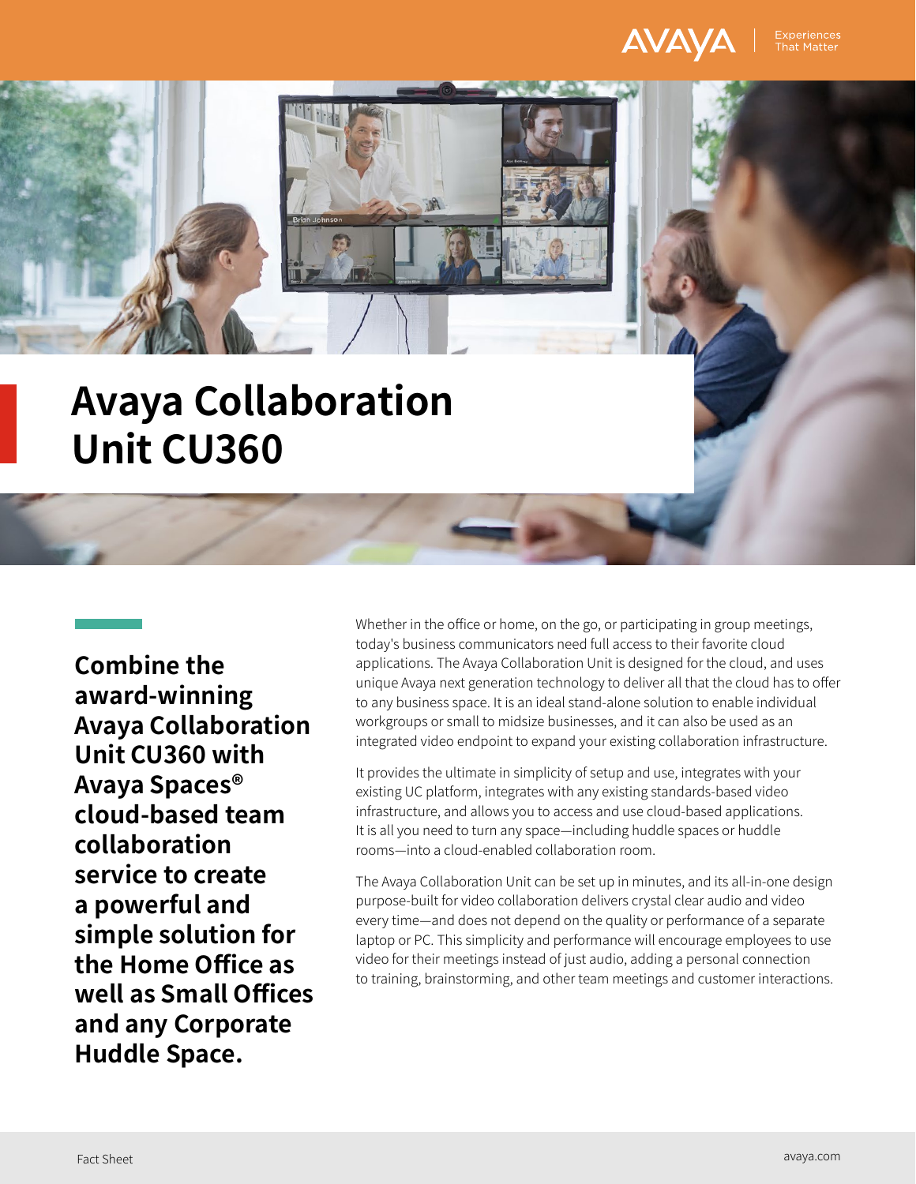# Avaya Collaboration Unit CU360

**Combine the award-winning Avaya Collaboration Unit CU360 with Avaya Spaces® cloud-based team collaboration service to create a powerful and simple solution for the Home Office as well as Small Offices and any Corporate Huddle Space.**

Whether in the office or home, on the go, or participating in group meetings, today's business communicators need full access to their favorite cloud applications. The Avaya Collaboration Unit is designed for the cloud, and uses unique Avaya next generation technology to deliver all that the cloud has to offer to any business space. It is an ideal stand-alone solution to enable individual workgroups or small to midsize businesses, and it can also be used as an integrated video endpoint to expand your existing collaboration infrastructure.

It provides the ultimate in simplicity of setup and use, integrates with your existing UC platform, integrates with any existing standards-based video infrastructure, and allows you to access and use cloud-based applications. It is all you need to turn any space—including huddle spaces or huddle rooms—into a cloud-enabled collaboration room.

The Avaya Collaboration Unit can be set up in minutes, and its all-in-one design purpose-built for video collaboration delivers crystal clear audio and video every time—and does not depend on the quality or performance of a separate laptop or PC. This simplicity and performance will encourage employees to use video for their meetings instead of just audio, adding a personal connection to training, brainstorming, and other team meetings and customer interactions.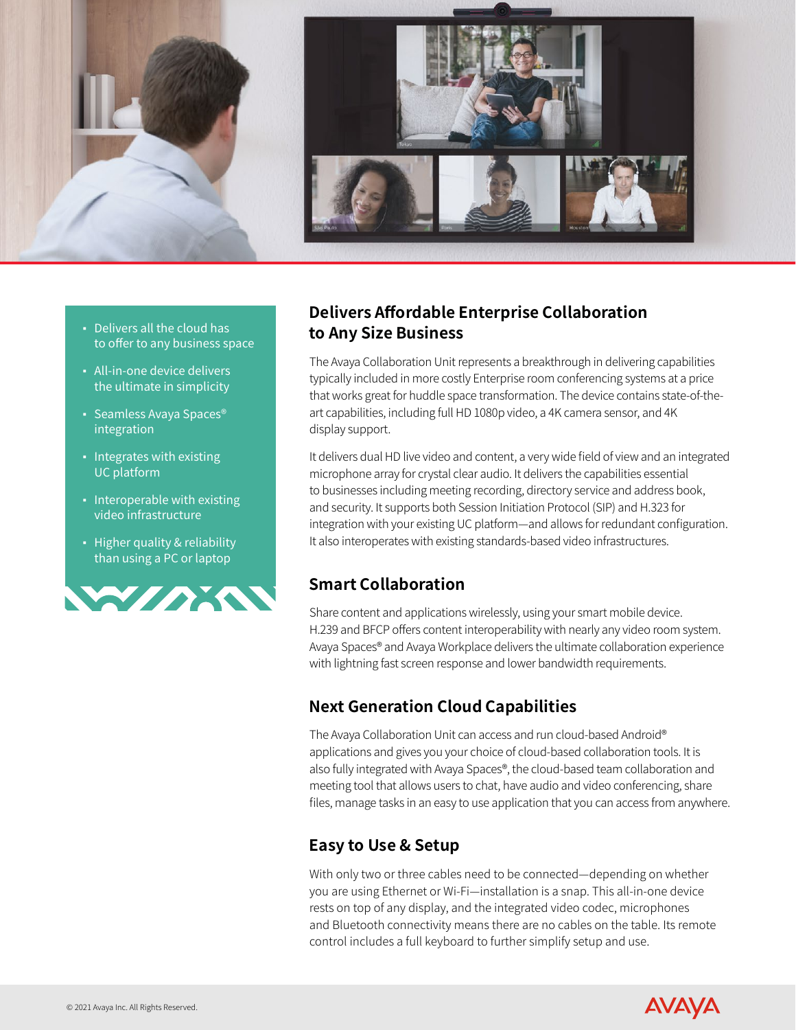- Delivers all the cloud has to offer to any business space
- All-in-one device delivers the ultimate in simplicity
- Seamless Avaya Spaces® integration
- Integrates with existing UC platform
- Interoperable with existing video infrastructure
- Higher quality & reliability than using a PC or laptop

## Delivers Affordable Enterprise Collaboration to Any Size Business

The Avaya Collaboration Unit represents a breakthrough in delivering capabilities typically included in more costly Enterprise room conferencing systems at a price that works great for huddle space transformation. The device contains state-of-the-art capabilities, including full HD 1080p video, a 4K camera sensor, and 4K display support.

It delivers dual HD live video and content, a very wide field of view and an integrated microphone array for crystal clear audio. It delivers the capabilities essential to businesses including meeting recording, directory service and address book, and security. It supports both Session Initiation Protocol (SIP) and H.323 for integration with your existing UC platform—and allows for redundant configuration. It also interoperates with existing standards-based video infrastructures.

## Smart Collaboration

Share content and applications wirelessly, using your smart mobile device. H.239 and BFCP offers content interoperability with nearly any video room system. Avaya Spaces® and Avaya Workplace delivers the ultimate collaboration experience with lightning fast screen response and lower bandwidth requirements.

## Next Generation Cloud Capabilities

The Avaya Collaboration Unit can access and run cloud-based Android® applications and gives you your choice of cloud-based collaboration tools. It is also fully integrated with Avaya Spaces®, the cloud-based team collaboration and meeting tool that allows users to chat, have audio and video conferencing, share files, manage tasks in an easy to use application that you can access from anywhere.

## Easy to Use & Setup

With only two or three cables need to be connected—depending on whether you are using Ethernet or Wi-Fi—installation is a snap. This all-in-one device rests on top of any display, and the integrated video codec, microphones and Bluetooth connectivity means there are no cables on the table. Its remote control includes a full keyboard to further simplify setup and use.

© 2021 Avaya Inc. All Rights Reserved.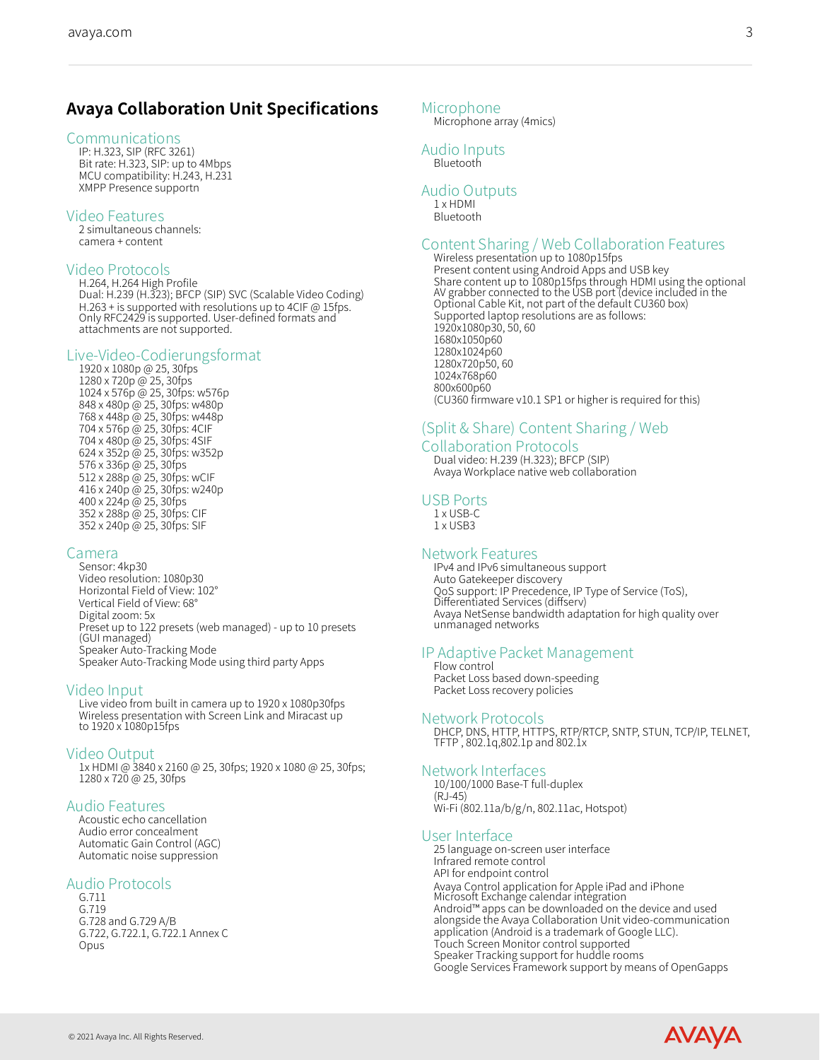# Avaya Collaboration Unit Specifications

## Communications

IP: H.323, SIP (RFC 3261)
Bit rate: H.323, SIP: up to 4Mbps
MCU compatibility: H.243, H.231
XMPP Presence supportn

## Video Features

2 simultaneous channels:
camera + content

## Video Protocols

H.264, H.264 High Profile
Dual: H.239 (H.323); BFCP (SIP) SVC (Scalable Video Coding)
H.263 + is supported with resolutions up to 4CIF @ 15fps.
Only RFC2429 is supported. User-defined formats and attachments are not supported.

## Live-Video-Codierungsformat

1920 x 1080p @ 25, 30fps
1280 x 720p @ 25, 30fps
1024 x 576p @ 25, 30fps: w576p
848 x 480p @ 25, 30fps: w480p
768 x 448p @ 25, 30fps: w448p
704 x 576p @ 25, 30fps: 4CIF
704 x 480p @ 25, 30fps: 4SIF
624 x 352p @ 25, 30fps: w352p
576 x 336p @ 25, 30fps
512 x 288p @ 25, 30fps: wCIF
416 x 240p @ 25, 30fps: w240p
400 x 224p @ 25, 30fps
352 x 288p @ 25, 30fps: CIF
352 x 240p @ 25, 30fps: SIF

## Camera

Sensor: 4kp30
Video resolution: 1080p30
Horizontal Field of View: 102°
Vertical Field of View: 68°
Digital zoom: 5x
Preset up to 122 presets (web managed) - up to 10 presets (GUI managed)
Speaker Auto-Tracking Mode
Speaker Auto-Tracking Mode using third party Apps

## Video Input

Live video from built in camera up to 1920 x 1080p30fps
Wireless presentation with Screen Link and Miracast up to 1920 x 1080p15fps

## Video Output

1x HDMI @ 3840 x 2160 @ 25, 30fps; 1920 x 1080 @ 25, 30fps; 1280 x 720 @ 25, 30fps

## Audio Features

Acoustic echo cancellation
Audio error concealment
Automatic Gain Control (AGC)
Automatic noise suppression

## Audio Protocols

G.711
G.719
G.728 and G.729 A/B
G.722, G.722.1, G.722.1 Annex C
Opus

## Microphone

Microphone array (4mics)

## Audio Inputs

Bluetooth

## Audio Outputs

1 x HDMI
Bluetooth

## Content Sharing / Web Collaboration Features

Wireless presentation up to 1080p15fps
Present content using Android Apps and USB key
Share content up to 1080p15fps through HDMI using the optional AV grabber connected to the USB port (device included in the Optional Cable Kit, not part of the default CU360 box)
Supported laptop resolutions are as follows:
1920x1080p30, 50, 60
1680x1050p60
1280x1024p60
1280x720p50, 60
1024x768p60
800x600p60
(CU360 firmware v10.1 SP1 or higher is required for this)

## (Split & Share) Content Sharing / Web Collaboration Protocols

Dual video: H.239 (H.323); BFCP (SIP)
Avaya Workplace native web collaboration

## USB Ports

1 x USB-C
1 x USB3

## Network Features

IPv4 and IPv6 simultaneous support
Auto Gatekeeper discovery
QoS support: IP Precedence, IP Type of Service (ToS), Differentiated Services (diffserv)
Avaya NetSense bandwidth adaptation for high quality over unmanaged networks

## IP Adaptive Packet Management

Flow control
Packet Loss based down-speeding
Packet Loss recovery policies

## Network Protocols

DHCP, DNS, HTTP, HTTPS, RTP/RTCP, SNTP, STUN, TCP/IP, TELNET, TFTP , 802.1q,802.1p and 802.1x

## Network Interfaces

10/100/1000 Base-T full-duplex (RJ-45)
Wi-Fi (802.11a/b/g/n, 802.11ac, Hotspot)

## User Interface

25 language on-screen user interface
Infrared remote control
API for endpoint control
Avaya Control application for Apple iPad and iPhone
Microsoft Exchange calendar integration
Android™ apps can be downloaded on the device and used alongside the Avaya Collaboration Unit video-communication application (Android is a trademark of Google LLC).
Touch Screen Monitor control supported
Speaker Tracking support for huddle rooms
Google Services Framework support by means of OpenGapps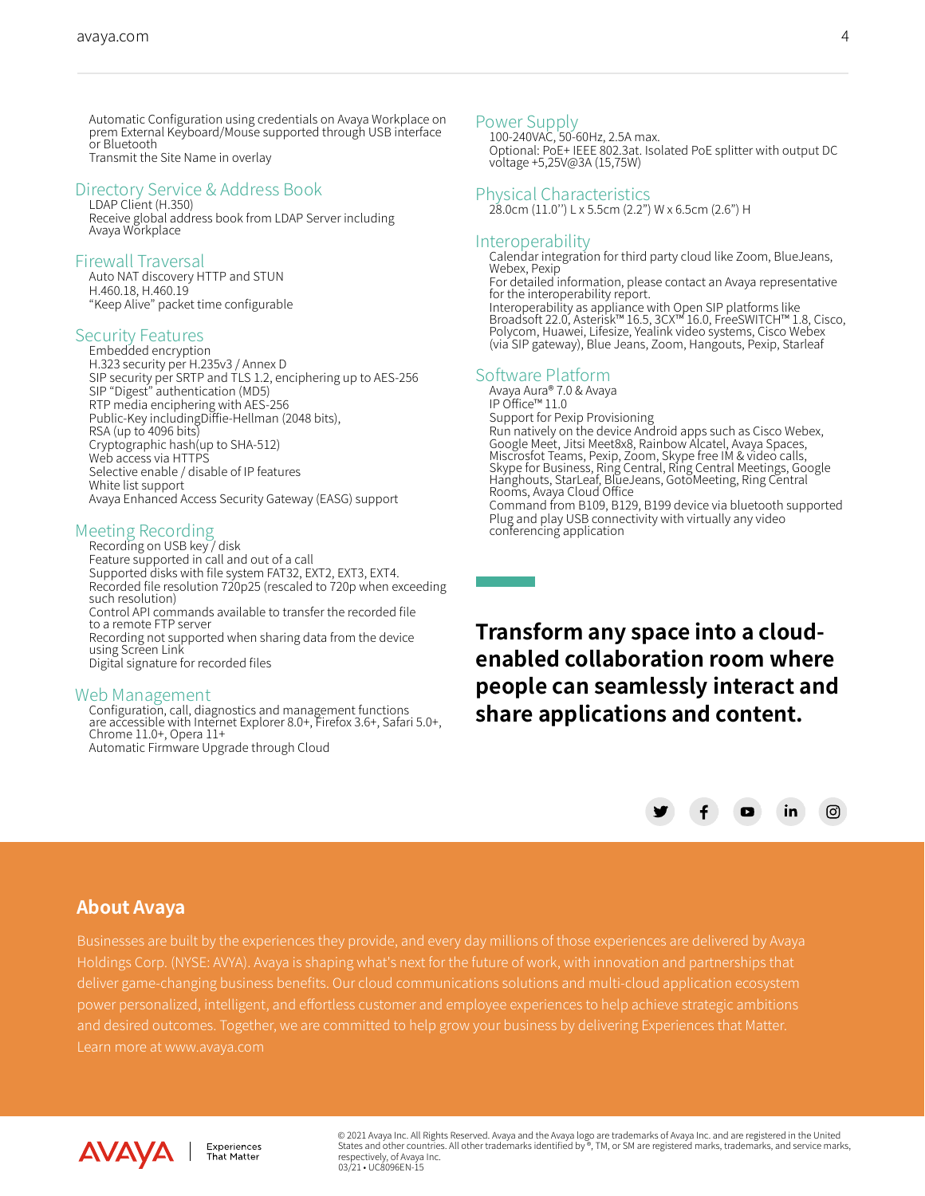Automatic Configuration using credentials on Avaya Workplace on prem External Keyboard/Mouse supported through USB interface or Bluetooth
Transmit the Site Name in overlay

## Directory Service & Address Book

LDAP Client (H.350)
Receive global address book from LDAP Server including Avaya Workplace

## Firewall Traversal

Auto NAT discovery HTTP and STUN
H.460.18, H.460.19
"Keep Alive" packet time configurable

## Security Features

Embedded encryption
H.323 security per H.235v3 / Annex D
SIP security per SRTP and TLS 1.2, enciphering up to AES-256
SIP "Digest" authentication (MD5)
RTP media enciphering with AES-256
Public-Key includingDiffie-Hellman (2048 bits), RSA (up to 4096 bits)
Cryptographic hash(up to SHA-512)
Web access via HTTPS
Selective enable / disable of IP features
White list support
Avaya Enhanced Access Security Gateway (EASG) support

## Meeting Recording

Recording on USB key / disk
Feature supported in call and out of a call
Supported disks with file system FAT32, EXT2, EXT3, EXT4.
Recorded file resolution 720p25 (rescaled to 720p when exceeding such resolution)
Control API commands available to transfer the recorded file to a remote FTP server
Recording not supported when sharing data from the device using Screen Link
Digital signature for recorded files

## Web Management

Configuration, call, diagnostics and management functions are accessible with Internet Explorer 8.0+, Firefox 3.6+, Safari 5.0+, Chrome 11.0+, Opera 11+
Automatic Firmware Upgrade through Cloud

## Power Supply

100-240VAC, 50-60Hz, 2.5A max.
Optional: PoE+ IEEE 802.3at. Isolated PoE splitter with output DC voltage +5,25V@3A (15,75W)

## Physical Characteristics

28.0cm (11.0'') L x 5.5cm (2.2") W x 6.5cm (2.6") H

## Interoperability

Calendar integration for third party cloud like Zoom, BlueJeans, Webex, Pexip
For detailed information, please contact an Avaya representative for the interoperability report.
Interoperability as appliance with Open SIP platforms like Broadsoft 22.0, Asterisk™ 16.5, 3CX™ 16.0, FreeSWITCH™ 1.8, Cisco, Polycom, Huawei, Lifesize, Yealink video systems, Cisco Webex (via SIP gateway), Blue Jeans, Zoom, Hangouts, Pexip, Starleaf

## Software Platform

Avaya Aura® 7.0 & Avaya IP Office™ 11.0
Support for Pexip Provisioning
Run natively on the device Android apps such as Cisco Webex, Google Meet, Jitsi Meet8x8, Rainbow Alcatel, Avaya Spaces, Miscrosfot Teams, Pexip, Zoom, Skype free IM & video calls, Skype for Business, Ring Central, Ring Central Meetings, Google Hanghouts, StarLeaf, BlueJeans, GotoMeeting, Ring Central Rooms, Avaya Cloud Office
Command from B109, B129, B199 device via bluetooth supported
Plug and play USB connectivity with virtually any video conferencing application

**Transform any space into a cloud-enabled collaboration room where people can seamlessly interact and share applications and content.**

## About Avaya

Businesses are built by the experiences they provide, and every day millions of those experiences are delivered by Avaya Holdings Corp. (NYSE: AVYA). Avaya is shaping what's next for the future of work, with innovation and partnerships that deliver game-changing business benefits. Our cloud communications solutions and multi-cloud application ecosystem power personalized, intelligent, and effortless customer and employee experiences to help achieve strategic ambitions and desired outcomes. Together, we are committed to help grow your business by delivering Experiences that Matter. Learn more at www.avaya.com

AVAYA | Experiences That Matter

© 2021 Avaya Inc. All Rights Reserved. Avaya and the Avaya logo are trademarks of Avaya Inc. and are registered in the United States and other countries. All other trademarks identified by ®, TM, or SM are registered marks, trademarks, and service marks, respectively, of Avaya Inc.
03/21 • UC8096EN-15